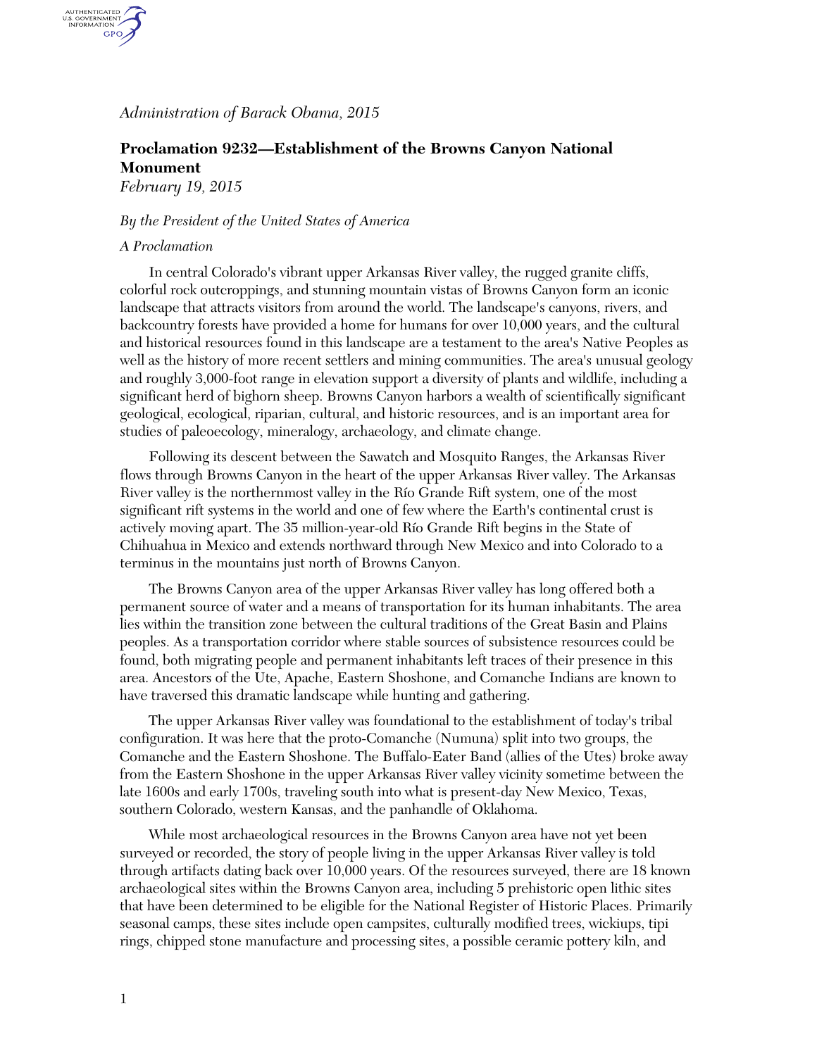*Administration of Barack Obama, 2015*

## Proclamation 9232—Establishment of the Browns Canyon National Monument

*February 19, 2015*

*By the President of the United States of America*

*A Proclamation*

In central Colorado's vibrant upper Arkansas River valley, the rugged granite cliffs, colorful rock outcroppings, and stunning mountain vistas of Browns Canyon form an iconic landscape that attracts visitors from around the world. The landscape's canyons, rivers, and backcountry forests have provided a home for humans for over 10,000 years, and the cultural and historical resources found in this landscape are a testament to the area's Native Peoples as well as the history of more recent settlers and mining communities. The area's unusual geology and roughly 3,000-foot range in elevation support a diversity of plants and wildlife, including a significant herd of bighorn sheep. Browns Canyon harbors a wealth of scientifically significant geological, ecological, riparian, cultural, and historic resources, and is an important area for studies of paleoecology, mineralogy, archaeology, and climate change.

Following its descent between the Sawatch and Mosquito Ranges, the Arkansas River flows through Browns Canyon in the heart of the upper Arkansas River valley. The Arkansas River valley is the northernmost valley in the Río Grande Rift system, one of the most significant rift systems in the world and one of few where the Earth's continental crust is actively moving apart. The 35 million-year-old Río Grande Rift begins in the State of Chihuahua in Mexico and extends northward through New Mexico and into Colorado to a terminus in the mountains just north of Browns Canyon.

The Browns Canyon area of the upper Arkansas River valley has long offered both a permanent source of water and a means of transportation for its human inhabitants. The area lies within the transition zone between the cultural traditions of the Great Basin and Plains peoples. As a transportation corridor where stable sources of subsistence resources could be found, both migrating people and permanent inhabitants left traces of their presence in this area. Ancestors of the Ute, Apache, Eastern Shoshone, and Comanche Indians are known to have traversed this dramatic landscape while hunting and gathering.

The upper Arkansas River valley was foundational to the establishment of today's tribal configuration. It was here that the proto-Comanche (Numuna) split into two groups, the Comanche and the Eastern Shoshone. The Buffalo-Eater Band (allies of the Utes) broke away from the Eastern Shoshone in the upper Arkansas River valley vicinity sometime between the late 1600s and early 1700s, traveling south into what is present-day New Mexico, Texas, southern Colorado, western Kansas, and the panhandle of Oklahoma.

While most archaeological resources in the Browns Canyon area have not yet been surveyed or recorded, the story of people living in the upper Arkansas River valley is told through artifacts dating back over 10,000 years. Of the resources surveyed, there are 18 known archaeological sites within the Browns Canyon area, including 5 prehistoric open lithic sites that have been determined to be eligible for the National Register of Historic Places. Primarily seasonal camps, these sites include open campsites, culturally modified trees, wickiups, tipi rings, chipped stone manufacture and processing sites, a possible ceramic pottery kiln, and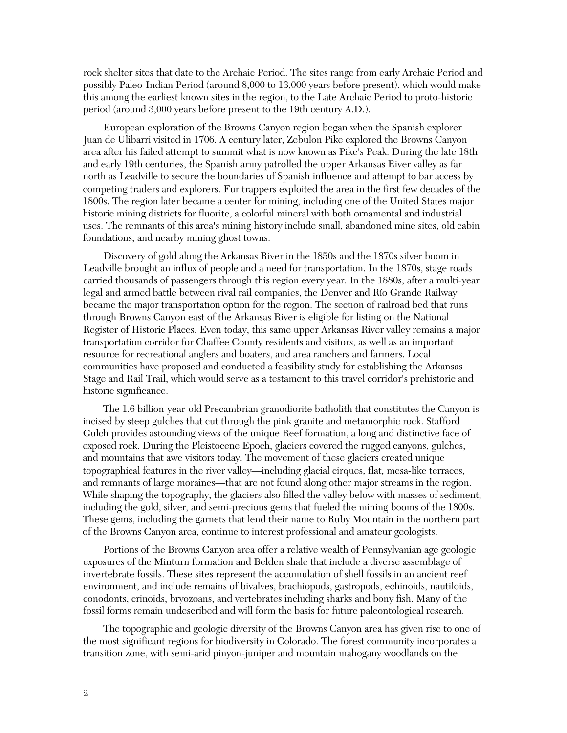rock shelter sites that date to the Archaic Period. The sites range from early Archaic Period and possibly Paleo-Indian Period (around 8,000 to 13,000 years before present), which would make this among the earliest known sites in the region, to the Late Archaic Period to proto-historic period (around 3,000 years before present to the 19th century A.D.).

European exploration of the Browns Canyon region began when the Spanish explorer Juan de Ulibarri visited in 1706. A century later, Zebulon Pike explored the Browns Canyon area after his failed attempt to summit what is now known as Pike's Peak. During the late 18th and early 19th centuries, the Spanish army patrolled the upper Arkansas River valley as far north as Leadville to secure the boundaries of Spanish influence and attempt to bar access by competing traders and explorers. Fur trappers exploited the area in the first few decades of the 1800s. The region later became a center for mining, including one of the United States major historic mining districts for fluorite, a colorful mineral with both ornamental and industrial uses. The remnants of this area's mining history include small, abandoned mine sites, old cabin foundations, and nearby mining ghost towns.

Discovery of gold along the Arkansas River in the 1850s and the 1870s silver boom in Leadville brought an influx of people and a need for transportation. In the 1870s, stage roads carried thousands of passengers through this region every year. In the 1880s, after a multi-year legal and armed battle between rival rail companies, the Denver and Río Grande Railway became the major transportation option for the region. The section of railroad bed that runs through Browns Canyon east of the Arkansas River is eligible for listing on the National Register of Historic Places. Even today, this same upper Arkansas River valley remains a major transportation corridor for Chaffee County residents and visitors, as well as an important resource for recreational anglers and boaters, and area ranchers and farmers. Local communities have proposed and conducted a feasibility study for establishing the Arkansas Stage and Rail Trail, which would serve as a testament to this travel corridor's prehistoric and historic significance.

The 1.6 billion-year-old Precambrian granodiorite batholith that constitutes the Canyon is incised by steep gulches that cut through the pink granite and metamorphic rock. Stafford Gulch provides astounding views of the unique Reef formation, a long and distinctive face of exposed rock. During the Pleistocene Epoch, glaciers covered the rugged canyons, gulches, and mountains that awe visitors today. The movement of these glaciers created unique topographical features in the river valley—including glacial cirques, flat, mesa-like terraces, and remnants of large moraines—that are not found along other major streams in the region. While shaping the topography, the glaciers also filled the valley below with masses of sediment, including the gold, silver, and semi-precious gems that fueled the mining booms of the 1800s. These gems, including the garnets that lend their name to Ruby Mountain in the northern part of the Browns Canyon area, continue to interest professional and amateur geologists.

Portions of the Browns Canyon area offer a relative wealth of Pennsylvanian age geologic exposures of the Minturn formation and Belden shale that include a diverse assemblage of invertebrate fossils. These sites represent the accumulation of shell fossils in an ancient reef environment, and include remains of bivalves, brachiopods, gastropods, echinoids, nautiloids, conodonts, crinoids, bryozoans, and vertebrates including sharks and bony fish. Many of the fossil forms remain undescribed and will form the basis for future paleontological research.

The topographic and geologic diversity of the Browns Canyon area has given rise to one of the most significant regions for biodiversity in Colorado. The forest community incorporates a transition zone, with semi-arid pinyon-juniper and mountain mahogany woodlands on the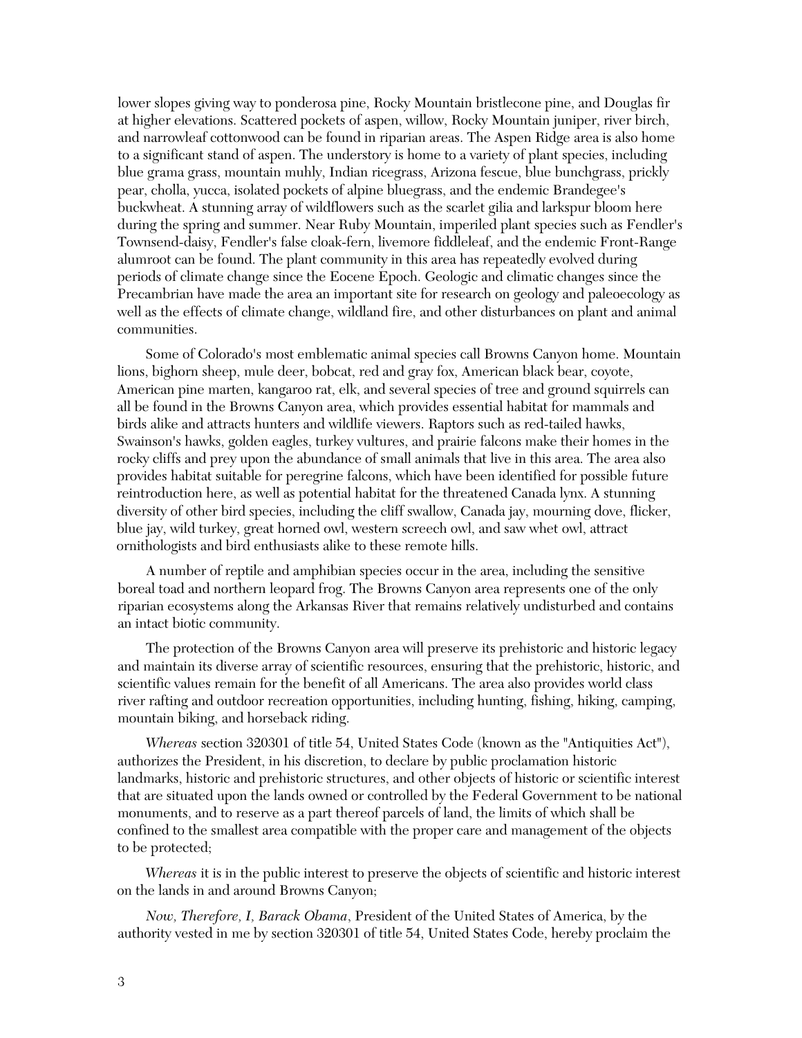lower slopes giving way to ponderosa pine, Rocky Mountain bristlecone pine, and Douglas fir at higher elevations. Scattered pockets of aspen, willow, Rocky Mountain juniper, river birch, and narrowleaf cottonwood can be found in riparian areas. The Aspen Ridge area is also home to a significant stand of aspen. The understory is home to a variety of plant species, including blue grama grass, mountain muhly, Indian ricegrass, Arizona fescue, blue bunchgrass, prickly pear, cholla, yucca, isolated pockets of alpine bluegrass, and the endemic Brandegee's buckwheat. A stunning array of wildflowers such as the scarlet gilia and larkspur bloom here during the spring and summer. Near Ruby Mountain, imperiled plant species such as Fendler's Townsend-daisy, Fendler's false cloak-fern, livemore fiddleleaf, and the endemic Front-Range alumroot can be found. The plant community in this area has repeatedly evolved during periods of climate change since the Eocene Epoch. Geologic and climatic changes since the Precambrian have made the area an important site for research on geology and paleoecology as well as the effects of climate change, wildland fire, and other disturbances on plant and animal communities.

Some of Colorado's most emblematic animal species call Browns Canyon home. Mountain lions, bighorn sheep, mule deer, bobcat, red and gray fox, American black bear, coyote, American pine marten, kangaroo rat, elk, and several species of tree and ground squirrels can all be found in the Browns Canyon area, which provides essential habitat for mammals and birds alike and attracts hunters and wildlife viewers. Raptors such as red-tailed hawks, Swainson's hawks, golden eagles, turkey vultures, and prairie falcons make their homes in the rocky cliffs and prey upon the abundance of small animals that live in this area. The area also provides habitat suitable for peregrine falcons, which have been identified for possible future reintroduction here, as well as potential habitat for the threatened Canada lynx. A stunning diversity of other bird species, including the cliff swallow, Canada jay, mourning dove, flicker, blue jay, wild turkey, great horned owl, western screech owl, and saw whet owl, attract ornithologists and bird enthusiasts alike to these remote hills.

A number of reptile and amphibian species occur in the area, including the sensitive boreal toad and northern leopard frog. The Browns Canyon area represents one of the only riparian ecosystems along the Arkansas River that remains relatively undisturbed and contains an intact biotic community.

The protection of the Browns Canyon area will preserve its prehistoric and historic legacy and maintain its diverse array of scientific resources, ensuring that the prehistoric, historic, and scientific values remain for the benefit of all Americans. The area also provides world class river rafting and outdoor recreation opportunities, including hunting, fishing, hiking, camping, mountain biking, and horseback riding.

*Whereas* section 320301 of title 54, United States Code (known as the "Antiquities Act"), authorizes the President, in his discretion, to declare by public proclamation historic landmarks, historic and prehistoric structures, and other objects of historic or scientific interest that are situated upon the lands owned or controlled by the Federal Government to be national monuments, and to reserve as a part thereof parcels of land, the limits of which shall be confined to the smallest area compatible with the proper care and management of the objects to be protected;

*Whereas* it is in the public interest to preserve the objects of scientific and historic interest on the lands in and around Browns Canyon;

*Now, Therefore, I, Barack Obama*, President of the United States of America, by the authority vested in me by section 320301 of title 54, United States Code, hereby proclaim the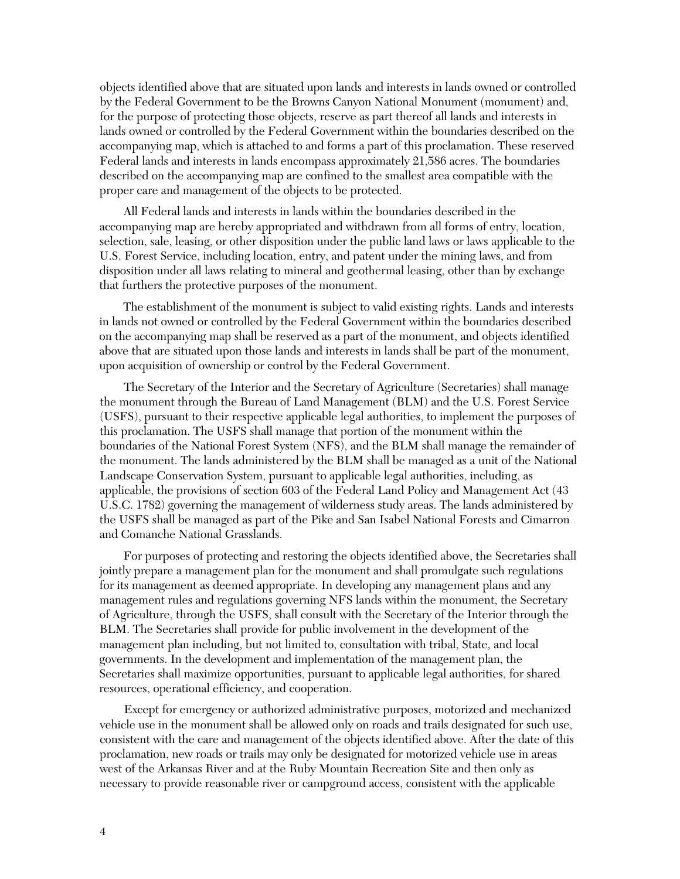objects identified above that are situated upon lands and interests in lands owned or controlled by the Federal Government to be the Browns Canyon National Monument (monument) and, for the purpose of protecting those objects, reserve as part thereof all lands and interests in lands owned or controlled by the Federal Government within the boundaries described on the accompanying map, which is attached to and forms a part of this proclamation. These reserved Federal lands and interests in lands encompass approximately 21,586 acres. The boundaries described on the accompanying map are confined to the smallest area compatible with the proper care and management of the objects to be protected.

All Federal lands and interests in lands within the boundaries described in the accompanying map are hereby appropriated and withdrawn from all forms of entry, location, selection, sale, leasing, or other disposition under the public land laws or laws applicable to the U.S. Forest Service, including location, entry, and patent under the mining laws, and from disposition under all laws relating to mineral and geothermal leasing, other than by exchange that furthers the protective purposes of the monument.

The establishment of the monument is subject to valid existing rights. Lands and interests in lands not owned or controlled by the Federal Government within the boundaries described on the accompanying map shall be reserved as a part of the monument, and objects identified above that are situated upon those lands and interests in lands shall be part of the monument, upon acquisition of ownership or control by the Federal Government.

The Secretary of the Interior and the Secretary of Agriculture (Secretaries) shall manage the monument through the Bureau of Land Management (BLM) and the U.S. Forest Service (USFS), pursuant to their respective applicable legal authorities, to implement the purposes of this proclamation. The USFS shall manage that portion of the monument within the boundaries of the National Forest System (NFS), and the BLM shall manage the remainder of the monument. The lands administered by the BLM shall be managed as a unit of the National Landscape Conservation System, pursuant to applicable legal authorities, including, as applicable, the provisions of section 603 of the Federal Land Policy and Management Act (43 U.S.C. 1782) governing the management of wilderness study areas. The lands administered by the USFS shall be managed as part of the Pike and San Isabel National Forests and Cimarron and Comanche National Grasslands.

For purposes of protecting and restoring the objects identified above, the Secretaries shall jointly prepare a management plan for the monument and shall promulgate such regulations for its management as deemed appropriate. In developing any management plans and any management rules and regulations governing NFS lands within the monument, the Secretary of Agriculture, through the USFS, shall consult with the Secretary of the Interior through the BLM. The Secretaries shall provide for public involvement in the development of the management plan including, but not limited to, consultation with tribal, State, and local governments. In the development and implementation of the management plan, the Secretaries shall maximize opportunities, pursuant to applicable legal authorities, for shared resources, operational efficiency, and cooperation.

Except for emergency or authorized administrative purposes, motorized and mechanized vehicle use in the monument shall be allowed only on roads and trails designated for such use, consistent with the care and management of the objects identified above. After the date of this proclamation, new roads or trails may only be designated for motorized vehicle use in areas west of the Arkansas River and at the Ruby Mountain Recreation Site and then only as necessary to provide reasonable river or campground access, consistent with the applicable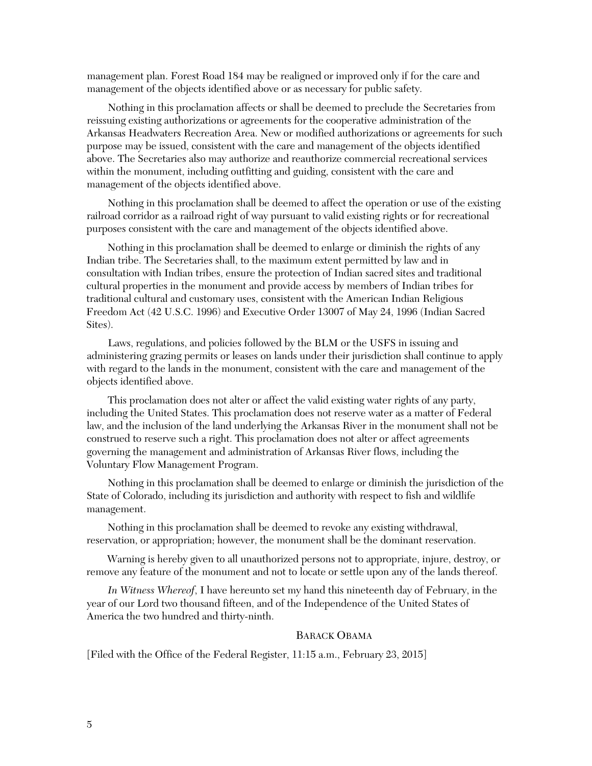management plan. Forest Road 184 may be realigned or improved only if for the care and management of the objects identified above or as necessary for public safety.

Nothing in this proclamation affects or shall be deemed to preclude the Secretaries from reissuing existing authorizations or agreements for the cooperative administration of the Arkansas Headwaters Recreation Area. New or modified authorizations or agreements for such purpose may be issued, consistent with the care and management of the objects identified above. The Secretaries also may authorize and reauthorize commercial recreational services within the monument, including outfitting and guiding, consistent with the care and management of the objects identified above.

Nothing in this proclamation shall be deemed to affect the operation or use of the existing railroad corridor as a railroad right of way pursuant to valid existing rights or for recreational purposes consistent with the care and management of the objects identified above.

Nothing in this proclamation shall be deemed to enlarge or diminish the rights of any Indian tribe. The Secretaries shall, to the maximum extent permitted by law and in consultation with Indian tribes, ensure the protection of Indian sacred sites and traditional cultural properties in the monument and provide access by members of Indian tribes for traditional cultural and customary uses, consistent with the American Indian Religious Freedom Act (42 U.S.C. 1996) and Executive Order 13007 of May 24, 1996 (Indian Sacred Sites).

Laws, regulations, and policies followed by the BLM or the USFS in issuing and administering grazing permits or leases on lands under their jurisdiction shall continue to apply with regard to the lands in the monument, consistent with the care and management of the objects identified above.

This proclamation does not alter or affect the valid existing water rights of any party, including the United States. This proclamation does not reserve water as a matter of Federal law, and the inclusion of the land underlying the Arkansas River in the monument shall not be construed to reserve such a right. This proclamation does not alter or affect agreements governing the management and administration of Arkansas River flows, including the Voluntary Flow Management Program.

Nothing in this proclamation shall be deemed to enlarge or diminish the jurisdiction of the State of Colorado, including its jurisdiction and authority with respect to fish and wildlife management.

Nothing in this proclamation shall be deemed to revoke any existing withdrawal, reservation, or appropriation; however, the monument shall be the dominant reservation.

Warning is hereby given to all unauthorized persons not to appropriate, injure, destroy, or remove any feature of the monument and not to locate or settle upon any of the lands thereof.

*In Witness Whereof*, I have hereunto set my hand this nineteenth day of February, in the year of our Lord two thousand fifteen, and of the Independence of the United States of America the two hundred and thirty-ninth.

BARACK OBAMA

[Filed with the Office of the Federal Register, 11:15 a.m., February 23, 2015]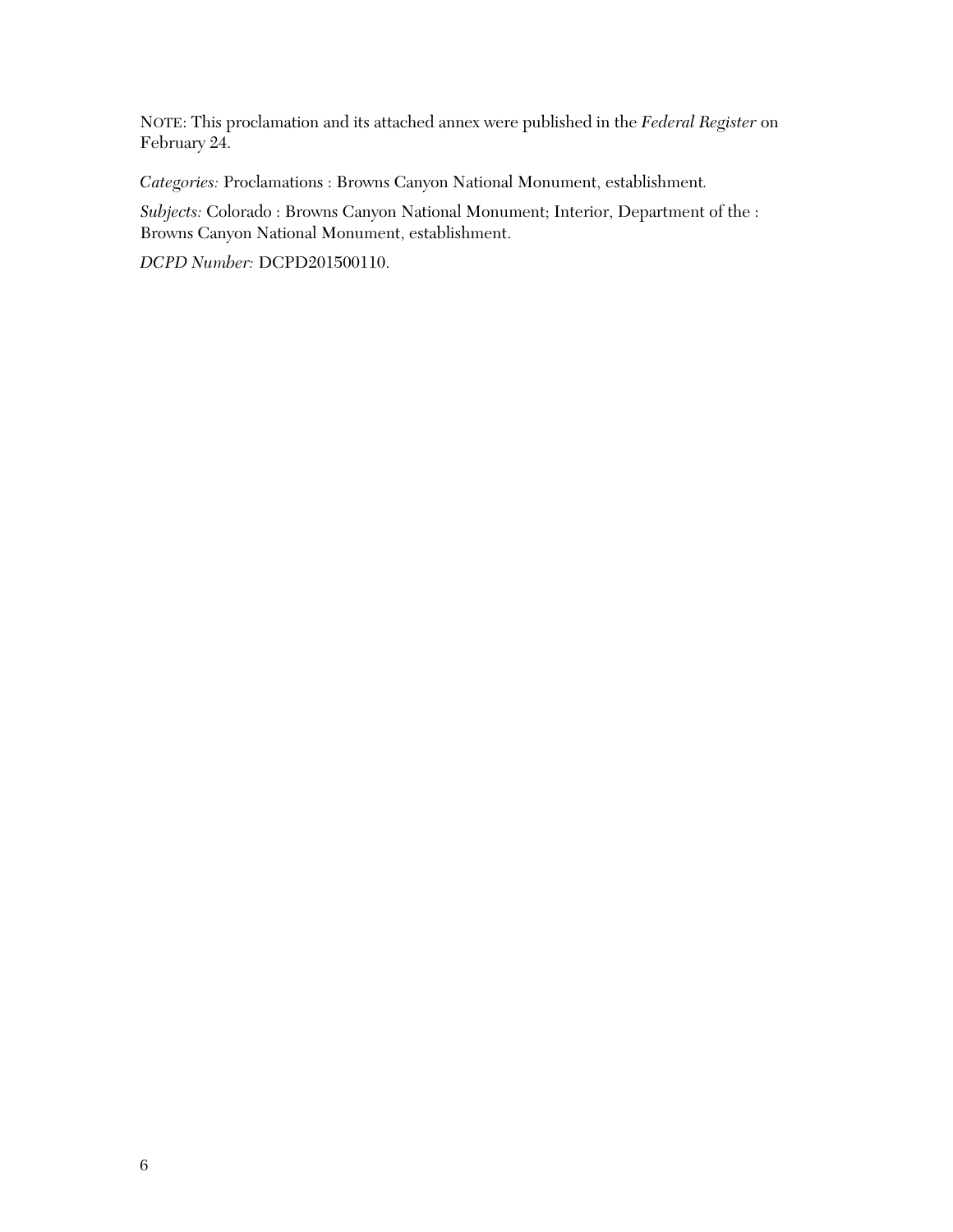NOTE: This proclamation and its attached annex were published in the *Federal Register* on February 24.

*Categories:* Proclamations : Browns Canyon National Monument, establishment.

*Subjects:* Colorado : Browns Canyon National Monument; Interior, Department of the : Browns Canyon National Monument, establishment.

*DCPD Number:* DCPD201500110.